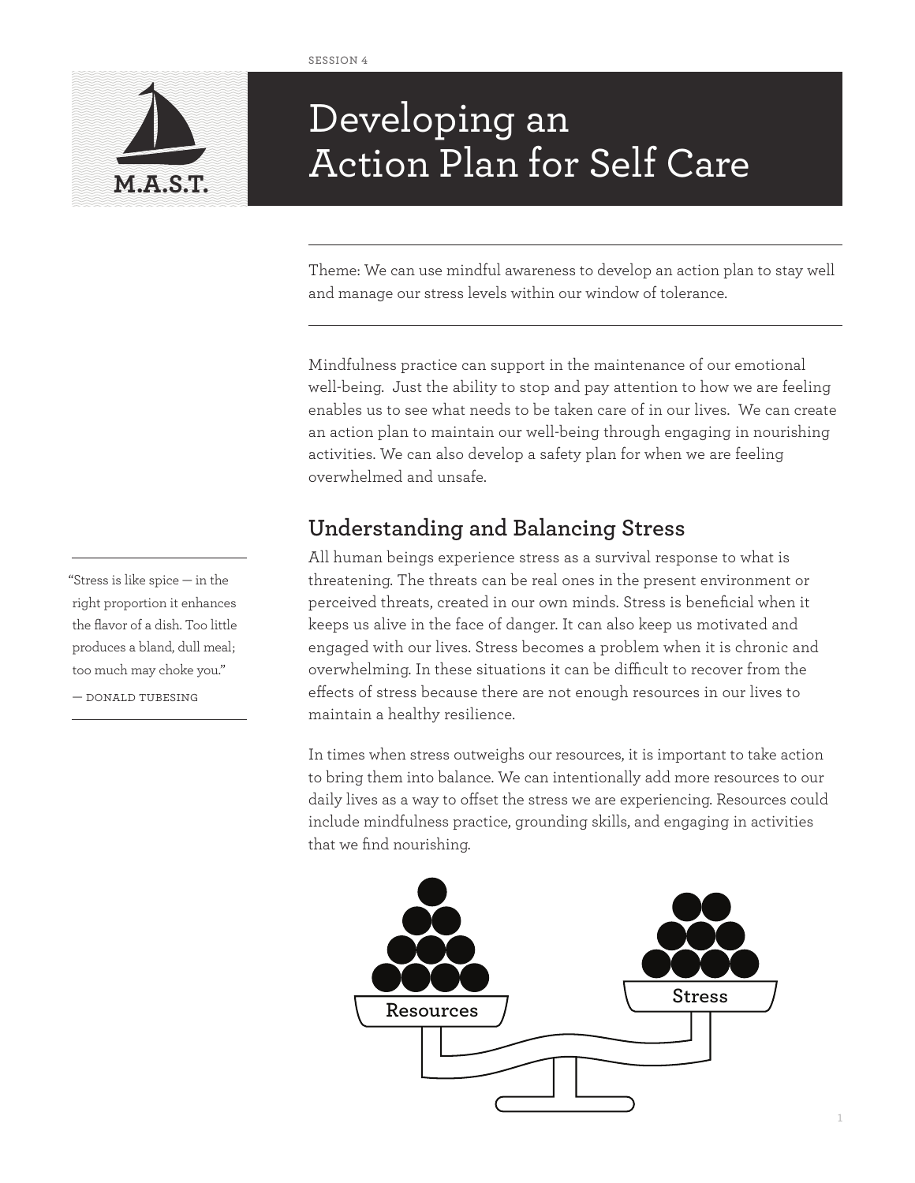SESSION 4

# Developing an Action Plan for Self Care

Theme: We can use mindful awareness to develop an action plan to stay well and manage our stress levels within our window of tolerance.

Mindfulness practice can support in the maintenance of our emotional well-being. Just the ability to stop and pay attention to how we are feeling enables us to see what needs to be taken care of in our lives. We can create an action plan to maintain our well-being through engaging in nourishing activities. We can also develop a safety plan for when we are feeling overwhelmed and unsafe.

> "Stress is like spice — in the right proportion it enhances the flavor of a dish. Too little produces a bland, dull meal; too much may choke you."
>
> — DONALD TUBESING

## Understanding and Balancing Stress

All human beings experience stress as a survival response to what is threatening. The threats can be real ones in the present environment or perceived threats, created in our own minds. Stress is beneficial when it keeps us alive in the face of danger. It can also keep us motivated and engaged with our lives. Stress becomes a problem when it is chronic and overwhelming. In these situations it can be difficult to recover from the effects of stress because there are not enough resources in our lives to maintain a healthy resilience.

In times when stress outweighs our resources, it is important to take action to bring them into balance. We can intentionally add more resources to our daily lives as a way to offset the stress we are experiencing. Resources could include mindfulness practice, grounding skills, and engaging in activities that we find nourishing.

Resources | Stress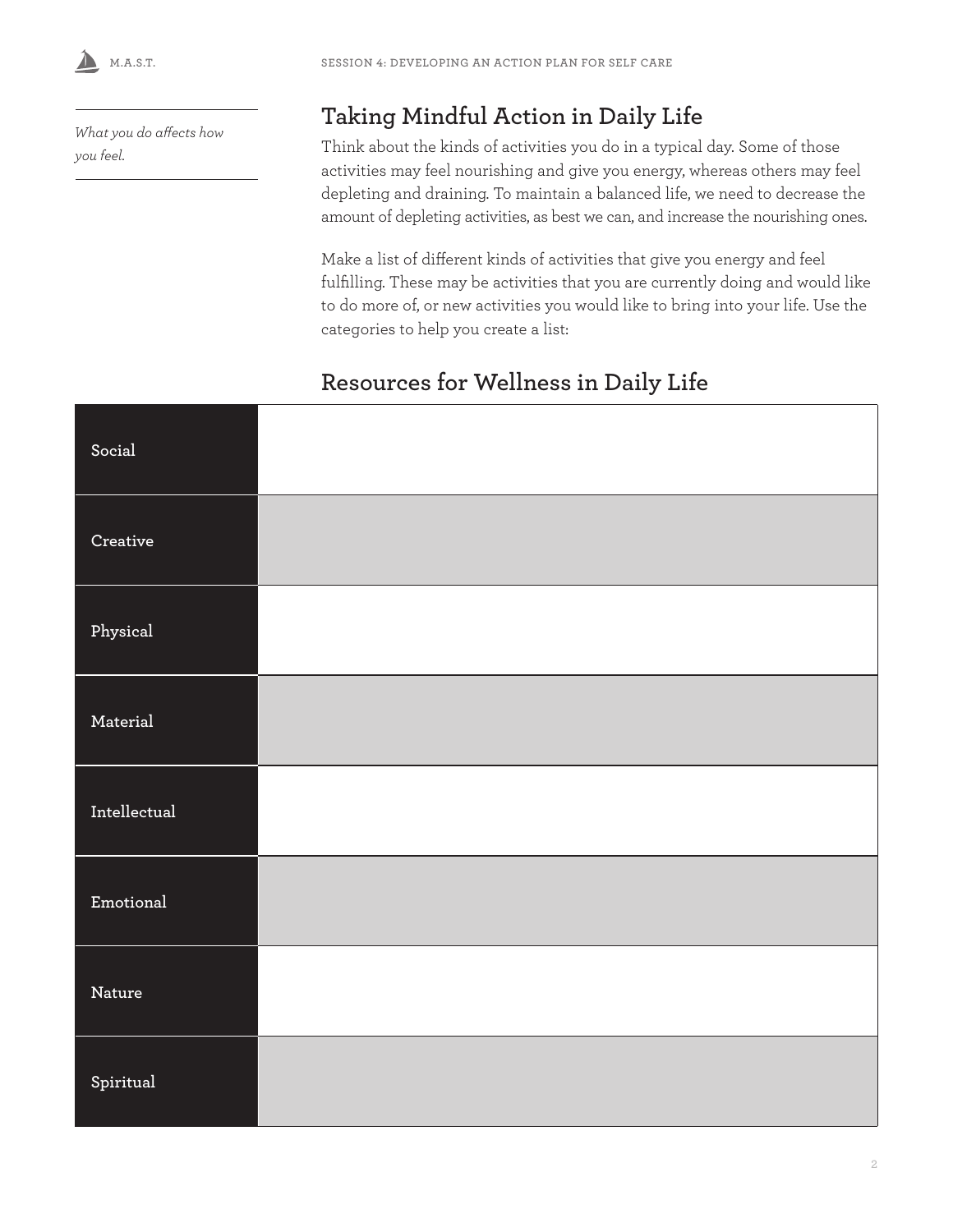*What you do affects how you feel.*

## Taking Mindful Action in Daily Life

Think about the kinds of activities you do in a typical day. Some of those activities may feel nourishing and give you energy, whereas others may feel depleting and draining. To maintain a balanced life, we need to decrease the amount of depleting activities, as best we can, and increase the nourishing ones.

Make a list of different kinds of activities that give you energy and feel fulfilling. These may be activities that you are currently doing and would like to do more of, or new activities you would like to bring into your life. Use the categories to help you create a list:

## Resources for Wellness in Daily Life

| | |
|---|---|
| **Social** | |
| **Creative** | |
| **Physical** | |
| **Material** | |
| **Intellectual** | |
| **Emotional** | |
| **Nature** | |
| **Spiritual** | |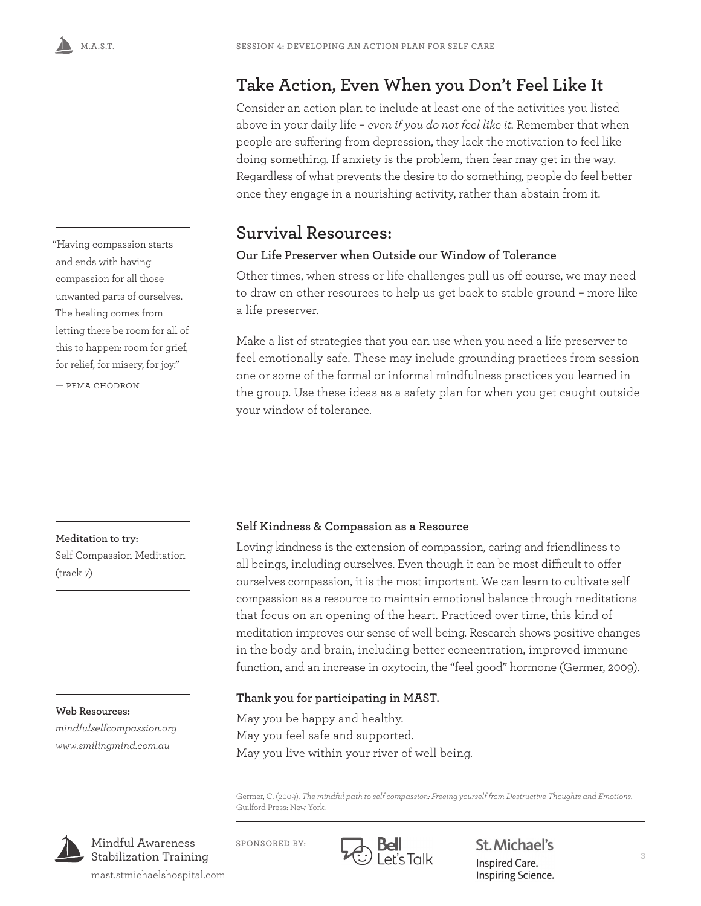## Take Action, Even When you Don't Feel Like It

Consider an action plan to include at least one of the activities you listed above in your daily life – *even if you do not feel like it.* Remember that when people are suffering from depression, they lack the motivation to feel like doing something. If anxiety is the problem, then fear may get in the way. Regardless of what prevents the desire to do something, people do feel better once they engage in a nourishing activity, rather than abstain from it.

"Having compassion starts and ends with having compassion for all those unwanted parts of ourselves. The healing comes from letting there be room for all of this to happen: room for grief, for relief, for misery, for joy."

— PEMA CHODRON

## Survival Resources:

### Our Life Preserver when Outside our Window of Tolerance

Other times, when stress or life challenges pull us off course, we may need to draw on other resources to help us get back to stable ground – more like a life preserver.

Make a list of strategies that you can use when you need a life preserver to feel emotionally safe. These may include grounding practices from session one or some of the formal or informal mindfulness practices you learned in the group. Use these ideas as a safety plan for when you get caught outside your window of tolerance.

\_\_\_\_\_\_\_\_\_\_\_\_\_\_\_\_\_\_\_\_\_\_\_\_\_\_\_\_\_\_\_\_\_\_\_\_\_\_\_\_

\_\_\_\_\_\_\_\_\_\_\_\_\_\_\_\_\_\_\_\_\_\_\_\_\_\_\_\_\_\_\_\_\_\_\_\_\_\_\_\_

\_\_\_\_\_\_\_\_\_\_\_\_\_\_\_\_\_\_\_\_\_\_\_\_\_\_\_\_\_\_\_\_\_\_\_\_\_\_\_\_

\_\_\_\_\_\_\_\_\_\_\_\_\_\_\_\_\_\_\_\_\_\_\_\_\_\_\_\_\_\_\_\_\_\_\_\_\_\_\_\_

**Meditation to try:**
Self Compassion Meditation (track 7)

### Self Kindness & Compassion as a Resource

Loving kindness is the extension of compassion, caring and friendliness to all beings, including ourselves. Even though it can be most difficult to offer ourselves compassion, it is the most important. We can learn to cultivate self compassion as a resource to maintain emotional balance through meditations that focus on an opening of the heart. Practiced over time, this kind of meditation improves our sense of well being. Research shows positive changes in the body and brain, including better concentration, improved immune function, and an increase in oxytocin, the "feel good" hormone (Germer, 2009).

**Web Resources:**
*mindfulselfcompassion.org*
*www.smilingmind.com.au*

**Thank you for participating in MAST.**

May you be happy and healthy.
May you feel safe and supported.
May you live within your river of well being.

Germer, C. (2009). *The mindful path to self compassion: Freeing yourself from Destructive Thoughts and Emotions.* Guilford Press: New York.

Mindful Awareness Stabilization Training
mast.stmichaelshospital.com

SPONSORED BY: Bell Let's Talk — St. Michael's Inspired Care. Inspiring Science.